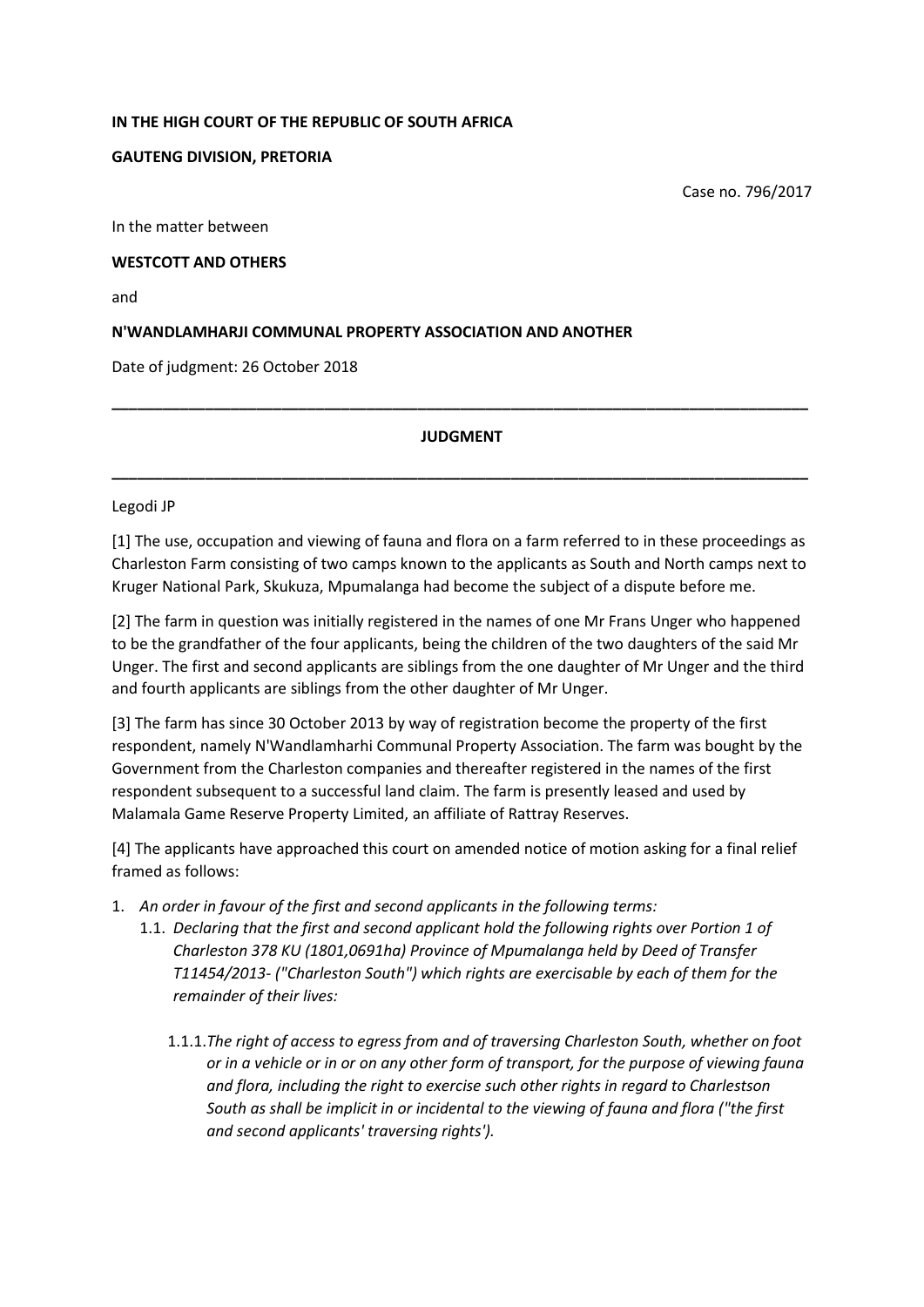**IN THE HIGH COURT OF THE REPUBLIC OF SOUTH AFRICA**

**GAUTENG DIVISION, PRETORIA**

Case no. 796/2017

In the matter between

**WESTCOTT AND OTHERS**

and

**N'WANDLAMHARJI COMMUNAL PROPERTY ASSOCIATION AND ANOTHER**

Date of judgment: 26 October 2018

---

**JUDGMENT**

---

Legodi JP

[1] The use, occupation and viewing of fauna and flora on a farm referred to in these proceedings as Charleston Farm consisting of two camps known to the applicants as South and North camps next to Kruger National Park, Skukuza, Mpumalanga had become the subject of a dispute before me.

[2] The farm in question was initially registered in the names of one Mr Frans Unger who happened to be the grandfather of the four applicants, being the children of the two daughters of the said Mr Unger. The first and second applicants are siblings from the one daughter of Mr Unger and the third and fourth applicants are siblings from the other daughter of Mr Unger.

[3] The farm has since 30 October 2013 by way of registration become the property of the first respondent, namely N'Wandlamharhi Communal Property Association. The farm was bought by the Government from the Charleston companies and thereafter registered in the names of the first respondent subsequent to a successful land claim. The farm is presently leased and used by Malamala Game Reserve Property Limited, an affiliate of Rattray Reserves.

[4] The applicants have approached this court on amended notice of motion asking for a final relief framed as follows:

1. *An order in favour of the first and second applicants in the following terms:*
   1.1. *Declaring that the first and second applicant hold the following rights over Portion 1 of Charleston 378 KU (1801,0691ha) Province of Mpumalanga held by Deed of Transfer T11454/2013- ("Charleston South") which rights are exercisable by each of them for the remainder of their lives:*

      1.1.1. *The right of access to egress from and of traversing Charleston South, whether on foot or in a vehicle or in or on any other form of transport, for the purpose of viewing fauna and flora, including the right to exercise such other rights in regard to Charlestson South as shall be implicit in or incidental to the viewing of fauna and flora ("the first and second applicants' traversing rights').*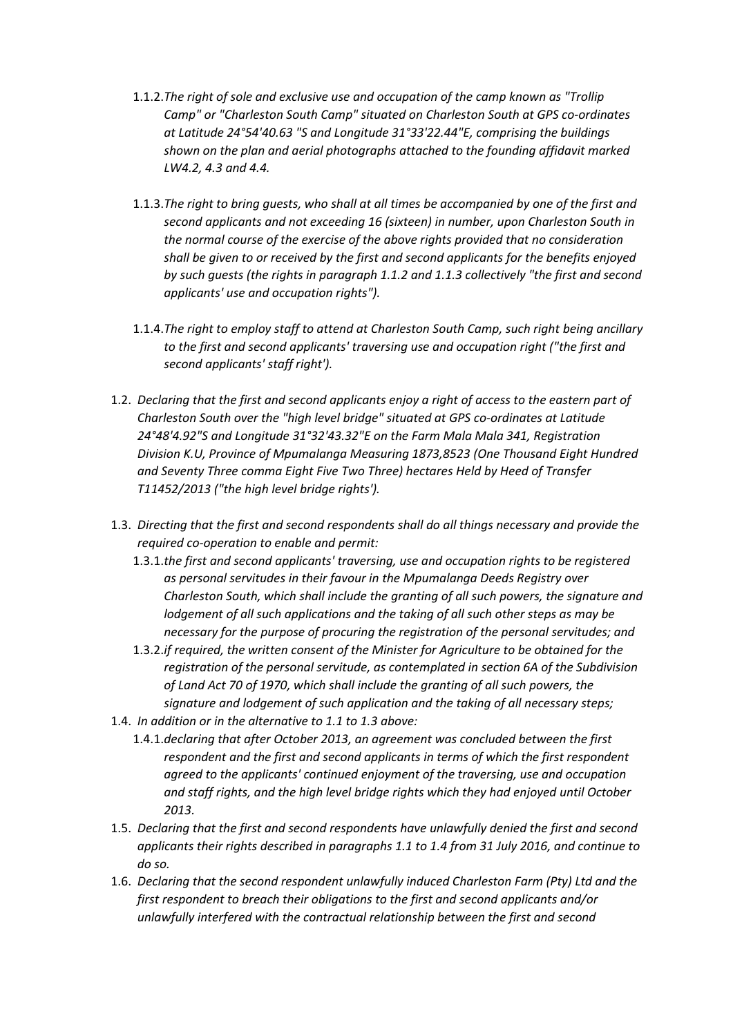1.1.2. *The right of sole and exclusive use and occupation of the camp known as "Trollip Camp" or "Charleston South Camp" situated on Charleston South at GPS co-ordinates at Latitude 24°54'40.63 "S and Longitude 31°33'22.44"E, comprising the buildings shown on the plan and aerial photographs attached to the founding affidavit marked LW4.2, 4.3 and 4.4.*

1.1.3. *The right to bring guests, who shall at all times be accompanied by one of the first and second applicants and not exceeding 16 (sixteen) in number, upon Charleston South in the normal course of the exercise of the above rights provided that no consideration shall be given to or received by the first and second applicants for the benefits enjoyed by such guests (the rights in paragraph 1.1.2 and 1.1.3 collectively "the first and second applicants' use and occupation rights").*

1.1.4. *The right to employ staff to attend at Charleston South Camp, such right being ancillary to the first and second applicants' traversing use and occupation right ("the first and second applicants' staff right').*

1.2. *Declaring that the first and second applicants enjoy a right of access to the eastern part of Charleston South over the "high level bridge" situated at GPS co-ordinates at Latitude 24°48'4.92"S and Longitude 31°32'43.32"E on the Farm Mala Mala 341, Registration Division K.U, Province of Mpumalanga Measuring 1873,8523 (One Thousand Eight Hundred and Seventy Three comma Eight Five Two Three) hectares Held by Heed of Transfer T11452/2013 ("the high level bridge rights').*

1.3. *Directing that the first and second respondents shall do all things necessary and provide the required co-operation to enable and permit:*

1.3.1. *the first and second applicants' traversing, use and occupation rights to be registered as personal servitudes in their favour in the Mpumalanga Deeds Registry over Charleston South, which shall include the granting of all such powers, the signature and lodgement of all such applications and the taking of all such other steps as may be necessary for the purpose of procuring the registration of the personal servitudes; and*

1.3.2. *if required, the written consent of the Minister for Agriculture to be obtained for the registration of the personal servitude, as contemplated in section 6A of the Subdivision of Land Act 70 of 1970, which shall include the granting of all such powers, the signature and lodgement of such application and the taking of all necessary steps;*

1.4. *In addition or in the alternative to 1.1 to 1.3 above:*

1.4.1. *declaring that after October 2013, an agreement was concluded between the first respondent and the first and second applicants in terms of which the first respondent agreed to the applicants' continued enjoyment of the traversing, use and occupation and staff rights, and the high level bridge rights which they had enjoyed until October 2013.*

1.5. *Declaring that the first and second respondents have unlawfully denied the first and second applicants their rights described in paragraphs 1.1 to 1.4 from 31 July 2016, and continue to do so.*

1.6. *Declaring that the second respondent unlawfully induced Charleston Farm (Pty) Ltd and the first respondent to breach their obligations to the first and second applicants and/or unlawfully interfered with the contractual relationship between the first and second*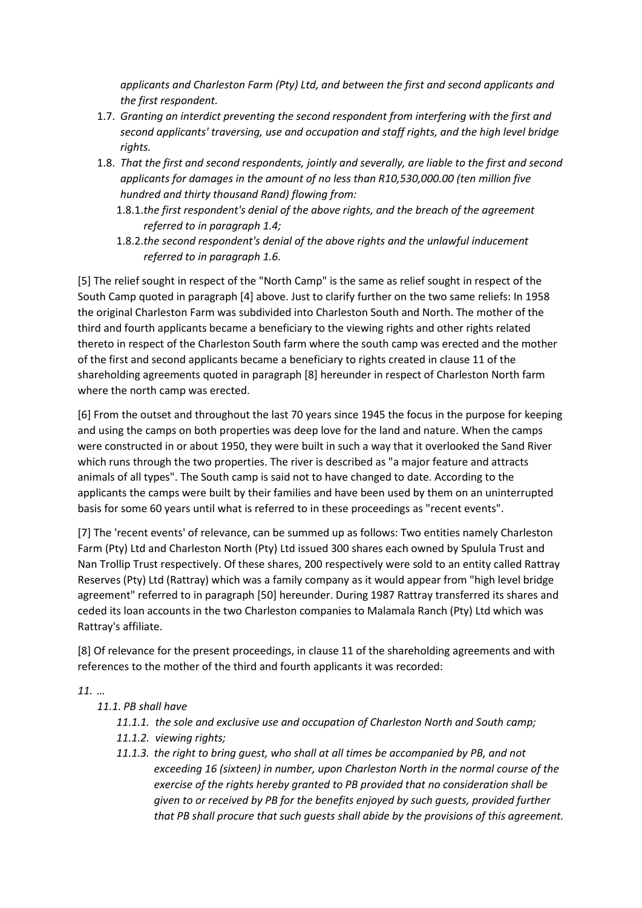*applicants and Charleston Farm (Pty) Ltd, and between the first and second applicants and the first respondent.*

1.7. *Granting an interdict preventing the second respondent from interfering with the first and second applicants' traversing, use and occupation and staff rights, and the high level bridge rights.*

1.8. *That the first and second respondents, jointly and severally, are liable to the first and second applicants for damages in the amount of no less than R10,530,000.00 (ten million five hundred and thirty thousand Rand) flowing from:*

 1.8.1. *the first respondent's denial of the above rights, and the breach of the agreement referred to in paragraph 1.4;*

 1.8.2. *the second respondent's denial of the above rights and the unlawful inducement referred to in paragraph 1.6.*

[5] The relief sought in respect of the "North Camp" is the same as relief sought in respect of the South Camp quoted in paragraph [4] above. Just to clarify further on the two same reliefs: In 1958 the original Charleston Farm was subdivided into Charleston South and North. The mother of the third and fourth applicants became a beneficiary to the viewing rights and other rights related thereto in respect of the Charleston South farm where the south camp was erected and the mother of the first and second applicants became a beneficiary to rights created in clause 11 of the shareholding agreements quoted in paragraph [8] hereunder in respect of Charleston North farm where the north camp was erected.

[6] From the outset and throughout the last 70 years since 1945 the focus in the purpose for keeping and using the camps on both properties was deep love for the land and nature. When the camps were constructed in or about 1950, they were built in such a way that it overlooked the Sand River which runs through the two properties. The river is described as "a major feature and attracts animals of all types". The South camp is said not to have changed to date. According to the applicants the camps were built by their families and have been used by them on an uninterrupted basis for some 60 years until what is referred to in these proceedings as "recent events".

[7] The 'recent events' of relevance, can be summed up as follows: Two entities namely Charleston Farm (Pty) Ltd and Charleston North (Pty) Ltd issued 300 shares each owned by Spulula Trust and Nan Trollip Trust respectively. Of these shares, 200 respectively were sold to an entity called Rattray Reserves (Pty) Ltd (Rattray) which was a family company as it would appear from "high level bridge agreement" referred to in paragraph [50] hereunder. During 1987 Rattray transferred its shares and ceded its loan accounts in the two Charleston companies to Malamala Ranch (Pty) Ltd which was Rattray's affiliate.

[8] Of relevance for the present proceedings, in clause 11 of the shareholding agreements and with references to the mother of the third and fourth applicants it was recorded:

*11. …*

 *11.1. PB shall have*

  *11.1.1. the sole and exclusive use and occupation of Charleston North and South camp;*

  *11.1.2. viewing rights;*

  *11.1.3. the right to bring guest, who shall at all times be accompanied by PB, and not exceeding 16 (sixteen) in number, upon Charleston North in the normal course of the exercise of the rights hereby granted to PB provided that no consideration shall be given to or received by PB for the benefits enjoyed by such guests, provided further that PB shall procure that such guests shall abide by the provisions of this agreement.*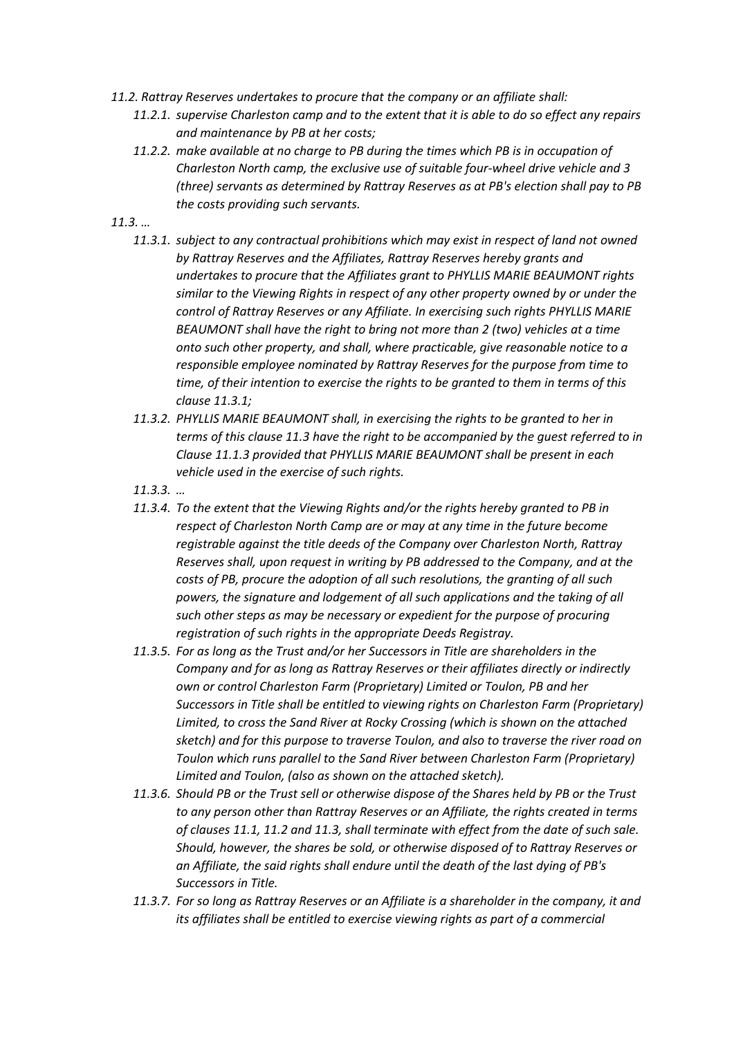*11.2. Rattray Reserves undertakes to procure that the company or an affiliate shall:*

- *11.2.1. supervise Charleston camp and to the extent that it is able to do so effect any repairs and maintenance by PB at her costs;*
- *11.2.2. make available at no charge to PB during the times which PB is in occupation of Charleston North camp, the exclusive use of suitable four-wheel drive vehicle and 3 (three) servants as determined by Rattray Reserves as at PB's election shall pay to PB the costs providing such servants.*

*11.3. …*

- *11.3.1. subject to any contractual prohibitions which may exist in respect of land not owned by Rattray Reserves and the Affiliates, Rattray Reserves hereby grants and undertakes to procure that the Affiliates grant to PHYLLIS MARIE BEAUMONT rights similar to the Viewing Rights in respect of any other property owned by or under the control of Rattray Reserves or any Affiliate. In exercising such rights PHYLLIS MARIE BEAUMONT shall have the right to bring not more than 2 (two) vehicles at a time onto such other property, and shall, where practicable, give reasonable notice to a responsible employee nominated by Rattray Reserves for the purpose from time to time, of their intention to exercise the rights to be granted to them in terms of this clause 11.3.1;*
- *11.3.2. PHYLLIS MARIE BEAUMONT shall, in exercising the rights to be granted to her in terms of this clause 11.3 have the right to be accompanied by the guest referred to in Clause 11.1.3 provided that PHYLLIS MARIE BEAUMONT shall be present in each vehicle used in the exercise of such rights.*
- *11.3.3. …*
- *11.3.4. To the extent that the Viewing Rights and/or the rights hereby granted to PB in respect of Charleston North Camp are or may at any time in the future become registrable against the title deeds of the Company over Charleston North, Rattray Reserves shall, upon request in writing by PB addressed to the Company, and at the costs of PB, procure the adoption of all such resolutions, the granting of all such powers, the signature and lodgement of all such applications and the taking of all such other steps as may be necessary or expedient for the purpose of procuring registration of such rights in the appropriate Deeds Registray.*
- *11.3.5. For as long as the Trust and/or her Successors in Title are shareholders in the Company and for as long as Rattray Reserves or their affiliates directly or indirectly own or control Charleston Farm (Proprietary) Limited or Toulon, PB and her Successors in Title shall be entitled to viewing rights on Charleston Farm (Proprietary) Limited, to cross the Sand River at Rocky Crossing (which is shown on the attached sketch) and for this purpose to traverse Toulon, and also to traverse the river road on Toulon which runs parallel to the Sand River between Charleston Farm (Proprietary) Limited and Toulon, (also as shown on the attached sketch).*
- *11.3.6. Should PB or the Trust sell or otherwise dispose of the Shares held by PB or the Trust to any person other than Rattray Reserves or an Affiliate, the rights created in terms of clauses 11.1, 11.2 and 11.3, shall terminate with effect from the date of such sale. Should, however, the shares be sold, or otherwise disposed of to Rattray Reserves or an Affiliate, the said rights shall endure until the death of the last dying of PB's Successors in Title.*
- *11.3.7. For so long as Rattray Reserves or an Affiliate is a shareholder in the company, it and its affiliates shall be entitled to exercise viewing rights as part of a commercial*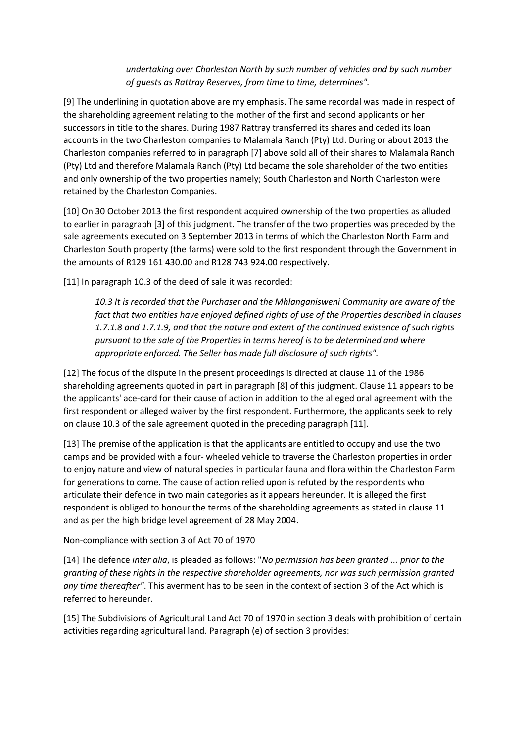> *undertaking over Charleston North by such number of vehicles and by such number of guests as Rattray Reserves, from time to time, determines".*

[9] The underlining in quotation above are my emphasis. The same recordal was made in respect of the shareholding agreement relating to the mother of the first and second applicants or her successors in title to the shares. During 1987 Rattray transferred its shares and ceded its loan accounts in the two Charleston companies to Malamala Ranch (Pty) Ltd. During or about 2013 the Charleston companies referred to in paragraph [7] above sold all of their shares to Malamala Ranch (Pty) Ltd and therefore Malamala Ranch (Pty) Ltd became the sole shareholder of the two entities and only ownership of the two properties namely; South Charleston and North Charleston were retained by the Charleston Companies.

[10] On 30 October 2013 the first respondent acquired ownership of the two properties as alluded to earlier in paragraph [3] of this judgment. The transfer of the two properties was preceded by the sale agreements executed on 3 September 2013 in terms of which the Charleston North Farm and Charleston South property (the farms) were sold to the first respondent through the Government in the amounts of R129 161 430.00 and R128 743 924.00 respectively.

[11] In paragraph 10.3 of the deed of sale it was recorded:

> *10.3 It is recorded that the Purchaser and the Mhlanganisweni Community are aware of the fact that two entities have enjoyed defined rights of use of the Properties described in clauses 1.7.1.8 and 1.7.1.9, and that the nature and extent of the continued existence of such rights pursuant to the sale of the Properties in terms hereof is to be determined and where appropriate enforced. The Seller has made full disclosure of such rights".*

[12] The focus of the dispute in the present proceedings is directed at clause 11 of the 1986 shareholding agreements quoted in part in paragraph [8] of this judgment. Clause 11 appears to be the applicants' ace-card for their cause of action in addition to the alleged oral agreement with the first respondent or alleged waiver by the first respondent. Furthermore, the applicants seek to rely on clause 10.3 of the sale agreement quoted in the preceding paragraph [11].

[13] The premise of the application is that the applicants are entitled to occupy and use the two camps and be provided with a four- wheeled vehicle to traverse the Charleston properties in order to enjoy nature and view of natural species in particular fauna and flora within the Charleston Farm for generations to come. The cause of action relied upon is refuted by the respondents who articulate their defence in two main categories as it appears hereunder. It is alleged the first respondent is obliged to honour the terms of the shareholding agreements as stated in clause 11 and as per the high bridge level agreement of 28 May 2004.

<u>Non-compliance with section 3 of Act 70 of 1970</u>

[14] The defence *inter alia*, is pleaded as follows: "*No permission has been granted ... prior to the granting of these rights in the respective shareholder agreements, nor was such permission granted any time thereafter*". This averment has to be seen in the context of section 3 of the Act which is referred to hereunder.

[15] The Subdivisions of Agricultural Land Act 70 of 1970 in section 3 deals with prohibition of certain activities regarding agricultural land. Paragraph (e) of section 3 provides: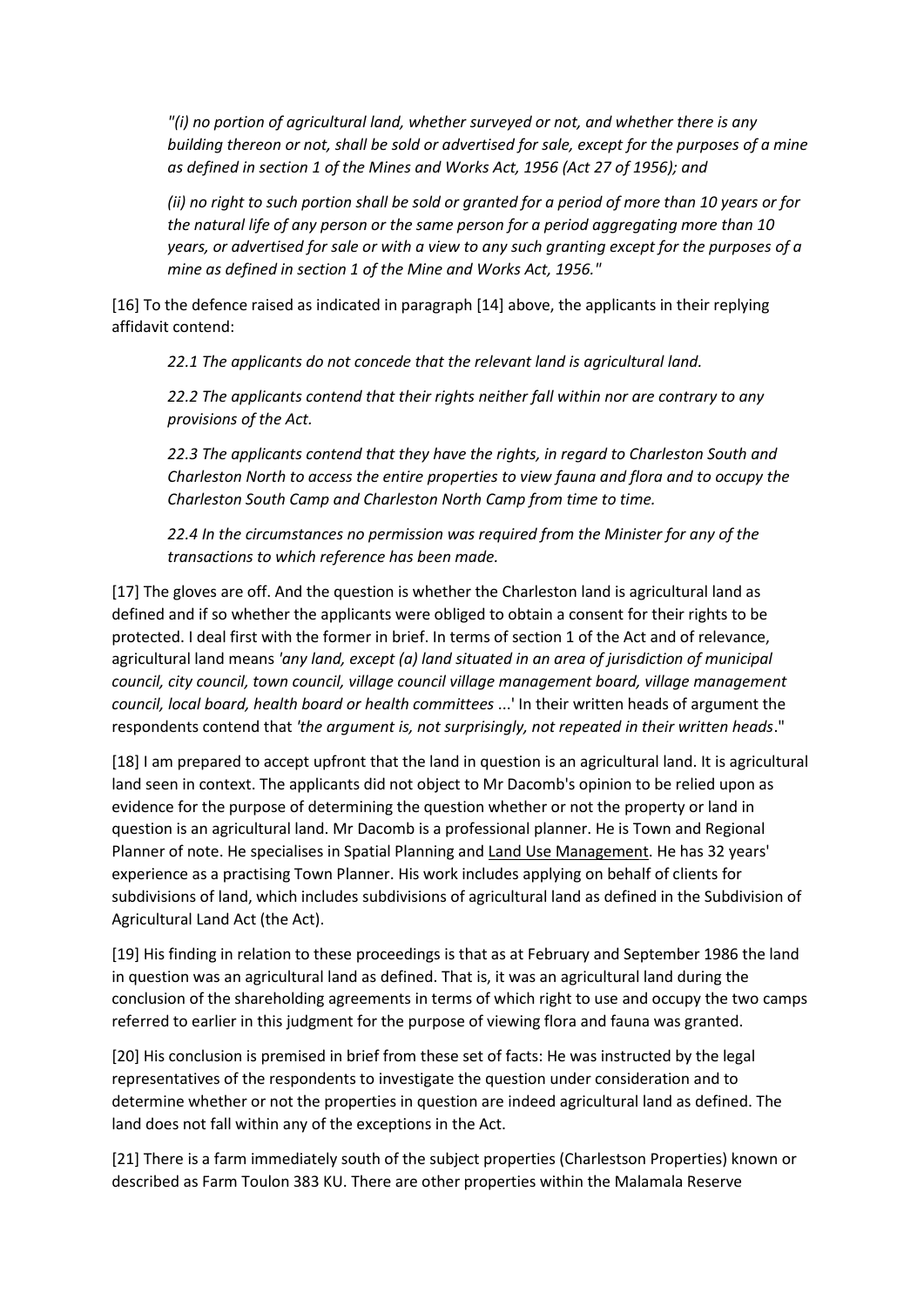*"(i) no portion of agricultural land, whether surveyed or not, and whether there is any building thereon or not, shall be sold or advertised for sale, except for the purposes of a mine as defined in section 1 of the Mines and Works Act, 1956 (Act 27 of 1956); and*

*(ii) no right to such portion shall be sold or granted for a period of more than 10 years or for the natural life of any person or the same person for a period aggregating more than 10 years, or advertised for sale or with a view to any such granting except for the purposes of a mine as defined in section 1 of the Mine and Works Act, 1956."*

[16] To the defence raised as indicated in paragraph [14] above, the applicants in their replying affidavit contend:

*22.1 The applicants do not concede that the relevant land is agricultural land.*

*22.2 The applicants contend that their rights neither fall within nor are contrary to any provisions of the Act.*

*22.3 The applicants contend that they have the rights, in regard to Charleston South and Charleston North to access the entire properties to view fauna and flora and to occupy the Charleston South Camp and Charleston North Camp from time to time.*

*22.4 In the circumstances no permission was required from the Minister for any of the transactions to which reference has been made.*

[17] The gloves are off. And the question is whether the Charleston land is agricultural land as defined and if so whether the applicants were obliged to obtain a consent for their rights to be protected. I deal first with the former in brief. In terms of section 1 of the Act and of relevance, agricultural land means *'any land, except (a) land situated in an area of jurisdiction of municipal council, city council, town council, village council village management board, village management council, local board, health board or health committees* ...' In their written heads of argument the respondents contend that *'the argument is, not surprisingly, not repeated in their written heads*."

[18] I am prepared to accept upfront that the land in question is an agricultural land. It is agricultural land seen in context. The applicants did not object to Mr Dacomb's opinion to be relied upon as evidence for the purpose of determining the question whether or not the property or land in question is an agricultural land. Mr Dacomb is a professional planner. He is Town and Regional Planner of note. He specialises in Spatial Planning and Land Use Management. He has 32 years' experience as a practising Town Planner. His work includes applying on behalf of clients for subdivisions of land, which includes subdivisions of agricultural land as defined in the Subdivision of Agricultural Land Act (the Act).

[19] His finding in relation to these proceedings is that as at February and September 1986 the land in question was an agricultural land as defined. That is, it was an agricultural land during the conclusion of the shareholding agreements in terms of which right to use and occupy the two camps referred to earlier in this judgment for the purpose of viewing flora and fauna was granted.

[20] His conclusion is premised in brief from these set of facts: He was instructed by the legal representatives of the respondents to investigate the question under consideration and to determine whether or not the properties in question are indeed agricultural land as defined. The land does not fall within any of the exceptions in the Act.

[21] There is a farm immediately south of the subject properties (Charlestson Properties) known or described as Farm Toulon 383 KU. There are other properties within the Malamala Reserve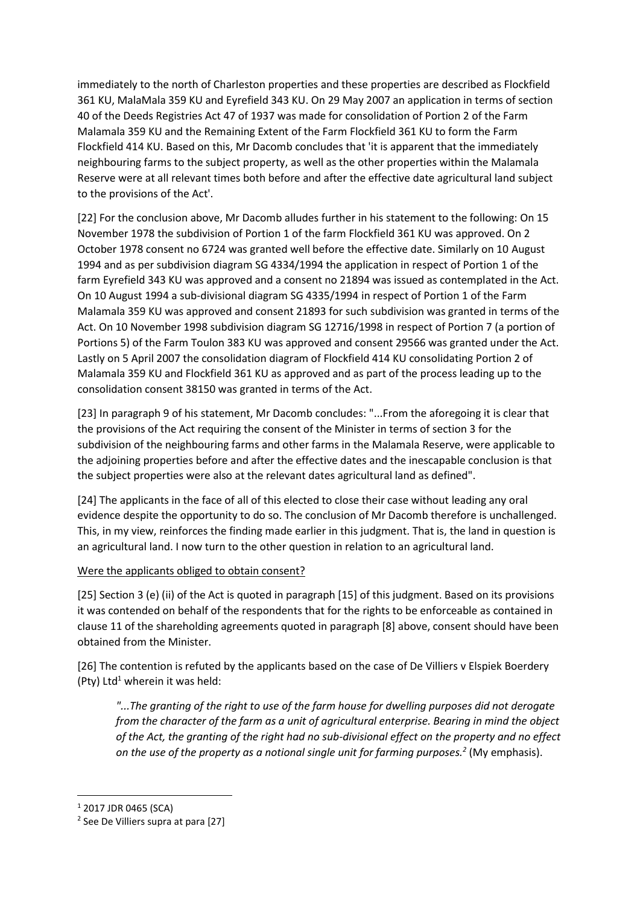immediately to the north of Charleston properties and these properties are described as Flockfield 361 KU, MalaMala 359 KU and Eyrefield 343 KU. On 29 May 2007 an application in terms of section 40 of the Deeds Registries Act 47 of 1937 was made for consolidation of Portion 2 of the Farm Malamala 359 KU and the Remaining Extent of the Farm Flockfield 361 KU to form the Farm Flockfield 414 KU. Based on this, Mr Dacomb concludes that 'it is apparent that the immediately neighbouring farms to the subject property, as well as the other properties within the Malamala Reserve were at all relevant times both before and after the effective date agricultural land subject to the provisions of the Act'.

[22] For the conclusion above, Mr Dacomb alludes further in his statement to the following: On 15 November 1978 the subdivision of Portion 1 of the farm Flockfield 361 KU was approved. On 2 October 1978 consent no 6724 was granted well before the effective date. Similarly on 10 August 1994 and as per subdivision diagram SG 4334/1994 the application in respect of Portion 1 of the farm Eyrefield 343 KU was approved and a consent no 21894 was issued as contemplated in the Act. On 10 August 1994 a sub-divisional diagram SG 4335/1994 in respect of Portion 1 of the Farm Malamala 359 KU was approved and consent 21893 for such subdivision was granted in terms of the Act. On 10 November 1998 subdivision diagram SG 12716/1998 in respect of Portion 7 (a portion of Portions 5) of the Farm Toulon 383 KU was approved and consent 29566 was granted under the Act. Lastly on 5 April 2007 the consolidation diagram of Flockfield 414 KU consolidating Portion 2 of Malamala 359 KU and Flockfield 361 KU as approved and as part of the process leading up to the consolidation consent 38150 was granted in terms of the Act.

[23] In paragraph 9 of his statement, Mr Dacomb concludes: "...From the aforegoing it is clear that the provisions of the Act requiring the consent of the Minister in terms of section 3 for the subdivision of the neighbouring farms and other farms in the Malamala Reserve, were applicable to the adjoining properties before and after the effective dates and the inescapable conclusion is that the subject properties were also at the relevant dates agricultural land as defined".

[24] The applicants in the face of all of this elected to close their case without leading any oral evidence despite the opportunity to do so. The conclusion of Mr Dacomb therefore is unchallenged. This, in my view, reinforces the finding made earlier in this judgment. That is, the land in question is an agricultural land. I now turn to the other question in relation to an agricultural land.

Were the applicants obliged to obtain consent?

[25] Section 3 (e) (ii) of the Act is quoted in paragraph [15] of this judgment. Based on its provisions it was contended on behalf of the respondents that for the rights to be enforceable as contained in clause 11 of the shareholding agreements quoted in paragraph [8] above, consent should have been obtained from the Minister.

[26] The contention is refuted by the applicants based on the case of De Villiers v Elspiek Boerdery (Pty) Ltd[1] wherein it was held:

> *"...The granting of the right to use of the farm house for dwelling purposes did not derogate from the character of the farm as a unit of agricultural enterprise. Bearing in mind the object of the Act, the granting of the right had no sub-divisional effect on the property and no effect on the use of the property as a notional single unit for farming purposes.*[2] (My emphasis).

---

[1] 2017 JDR 0465 (SCA)

[2] See De Villiers supra at para [27]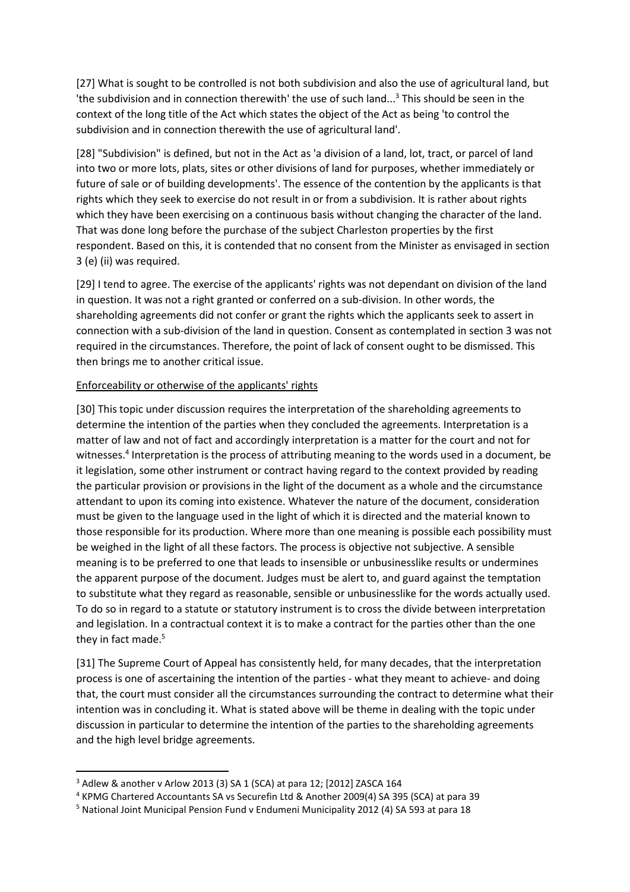[27] What is sought to be controlled is not both subdivision and also the use of agricultural land, but 'the subdivision and in connection therewith' the use of such land...[3] This should be seen in the context of the long title of the Act which states the object of the Act as being 'to control the subdivision and in connection therewith the use of agricultural land'.

[28] "Subdivision" is defined, but not in the Act as 'a division of a land, lot, tract, or parcel of land into two or more lots, plats, sites or other divisions of land for purposes, whether immediately or future of sale or of building developments'. The essence of the contention by the applicants is that rights which they seek to exercise do not result in or from a subdivision. It is rather about rights which they have been exercising on a continuous basis without changing the character of the land. That was done long before the purchase of the subject Charleston properties by the first respondent. Based on this, it is contended that no consent from the Minister as envisaged in section 3 (e) (ii) was required.

[29] I tend to agree. The exercise of the applicants' rights was not dependant on division of the land in question. It was not a right granted or conferred on a sub-division. In other words, the shareholding agreements did not confer or grant the rights which the applicants seek to assert in connection with a sub-division of the land in question. Consent as contemplated in section 3 was not required in the circumstances. Therefore, the point of lack of consent ought to be dismissed. This then brings me to another critical issue.

<u>Enforceability or otherwise of the applicants' rights</u>

[30] This topic under discussion requires the interpretation of the shareholding agreements to determine the intention of the parties when they concluded the agreements. Interpretation is a matter of law and not of fact and accordingly interpretation is a matter for the court and not for witnesses.[4] Interpretation is the process of attributing meaning to the words used in a document, be it legislation, some other instrument or contract having regard to the context provided by reading the particular provision or provisions in the light of the document as a whole and the circumstance attendant to upon its coming into existence. Whatever the nature of the document, consideration must be given to the language used in the light of which it is directed and the material known to those responsible for its production. Where more than one meaning is possible each possibility must be weighed in the light of all these factors. The process is objective not subjective. A sensible meaning is to be preferred to one that leads to insensible or unbusinesslike results or undermines the apparent purpose of the document. Judges must be alert to, and guard against the temptation to substitute what they regard as reasonable, sensible or unbusinesslike for the words actually used. To do so in regard to a statute or statutory instrument is to cross the divide between interpretation and legislation. In a contractual context it is to make a contract for the parties other than the one they in fact made.[5]

[31] The Supreme Court of Appeal has consistently held, for many decades, that the interpretation process is one of ascertaining the intention of the parties - what they meant to achieve- and doing that, the court must consider all the circumstances surrounding the contract to determine what their intention was in concluding it. What is stated above will be theme in dealing with the topic under discussion in particular to determine the intention of the parties to the shareholding agreements and the high level bridge agreements.

---

[3] Adlew & another v Arlow 2013 (3) SA 1 (SCA) at para 12; [2012] ZASCA 164

[4] KPMG Chartered Accountants SA vs Securefin Ltd & Another 2009(4) SA 395 (SCA) at para 39

[5] National Joint Municipal Pension Fund v Endumeni Municipality 2012 (4) SA 593 at para 18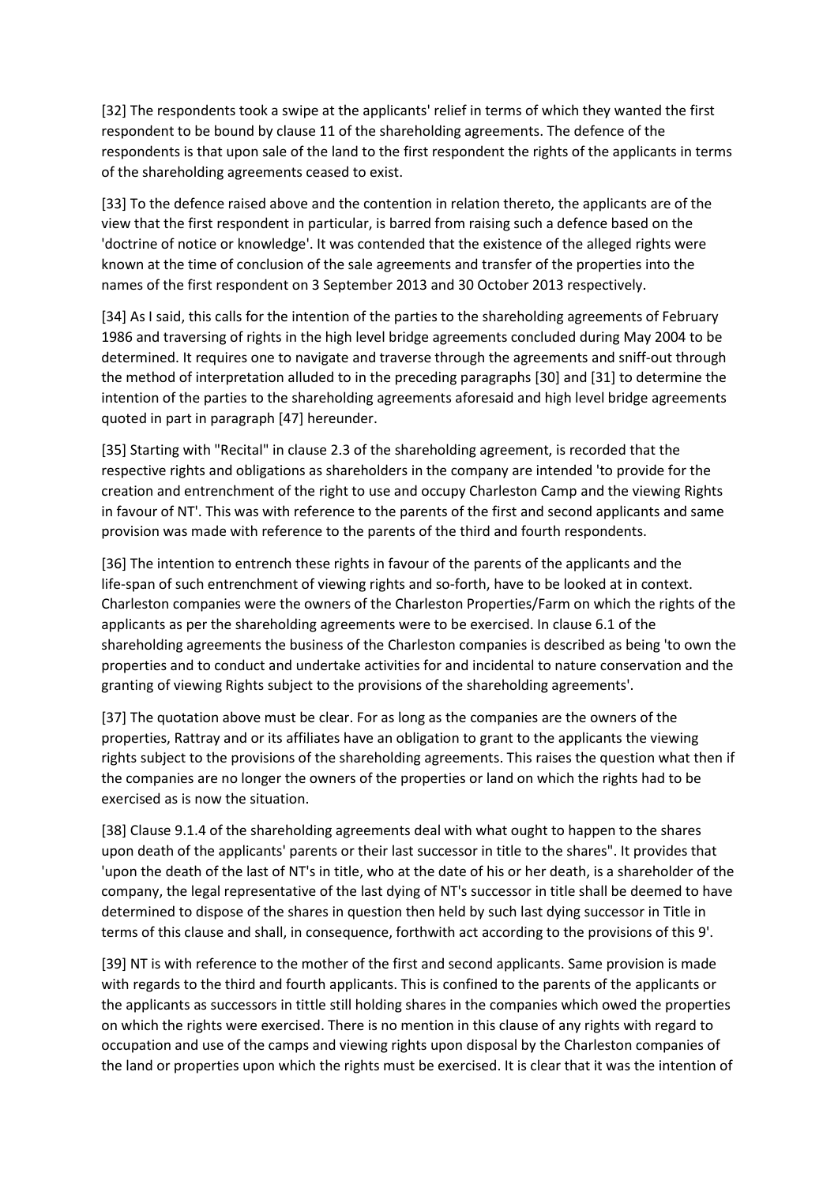[32] The respondents took a swipe at the applicants' relief in terms of which they wanted the first respondent to be bound by clause 11 of the shareholding agreements. The defence of the respondents is that upon sale of the land to the first respondent the rights of the applicants in terms of the shareholding agreements ceased to exist.

[33] To the defence raised above and the contention in relation thereto, the applicants are of the view that the first respondent in particular, is barred from raising such a defence based on the 'doctrine of notice or knowledge'. It was contended that the existence of the alleged rights were known at the time of conclusion of the sale agreements and transfer of the properties into the names of the first respondent on 3 September 2013 and 30 October 2013 respectively.

[34] As I said, this calls for the intention of the parties to the shareholding agreements of February 1986 and traversing of rights in the high level bridge agreements concluded during May 2004 to be determined. It requires one to navigate and traverse through the agreements and sniff-out through the method of interpretation alluded to in the preceding paragraphs [30] and [31] to determine the intention of the parties to the shareholding agreements aforesaid and high level bridge agreements quoted in part in paragraph [47] hereunder.

[35] Starting with "Recital" in clause 2.3 of the shareholding agreement, is recorded that the respective rights and obligations as shareholders in the company are intended 'to provide for the creation and entrenchment of the right to use and occupy Charleston Camp and the viewing Rights in favour of NT'. This was with reference to the parents of the first and second applicants and same provision was made with reference to the parents of the third and fourth respondents.

[36] The intention to entrench these rights in favour of the parents of the applicants and the life-span of such entrenchment of viewing rights and so-forth, have to be looked at in context. Charleston companies were the owners of the Charleston Properties/Farm on which the rights of the applicants as per the shareholding agreements were to be exercised. In clause 6.1 of the shareholding agreements the business of the Charleston companies is described as being 'to own the properties and to conduct and undertake activities for and incidental to nature conservation and the granting of viewing Rights subject to the provisions of the shareholding agreements'.

[37] The quotation above must be clear. For as long as the companies are the owners of the properties, Rattray and or its affiliates have an obligation to grant to the applicants the viewing rights subject to the provisions of the shareholding agreements. This raises the question what then if the companies are no longer the owners of the properties or land on which the rights had to be exercised as is now the situation.

[38] Clause 9.1.4 of the shareholding agreements deal with what ought to happen to the shares upon death of the applicants' parents or their last successor in title to the shares". It provides that 'upon the death of the last of NT's in title, who at the date of his or her death, is a shareholder of the company, the legal representative of the last dying of NT's successor in title shall be deemed to have determined to dispose of the shares in question then held by such last dying successor in Title in terms of this clause and shall, in consequence, forthwith act according to the provisions of this 9'.

[39] NT is with reference to the mother of the first and second applicants. Same provision is made with regards to the third and fourth applicants. This is confined to the parents of the applicants or the applicants as successors in tittle still holding shares in the companies which owed the properties on which the rights were exercised. There is no mention in this clause of any rights with regard to occupation and use of the camps and viewing rights upon disposal by the Charleston companies of the land or properties upon which the rights must be exercised. It is clear that it was the intention of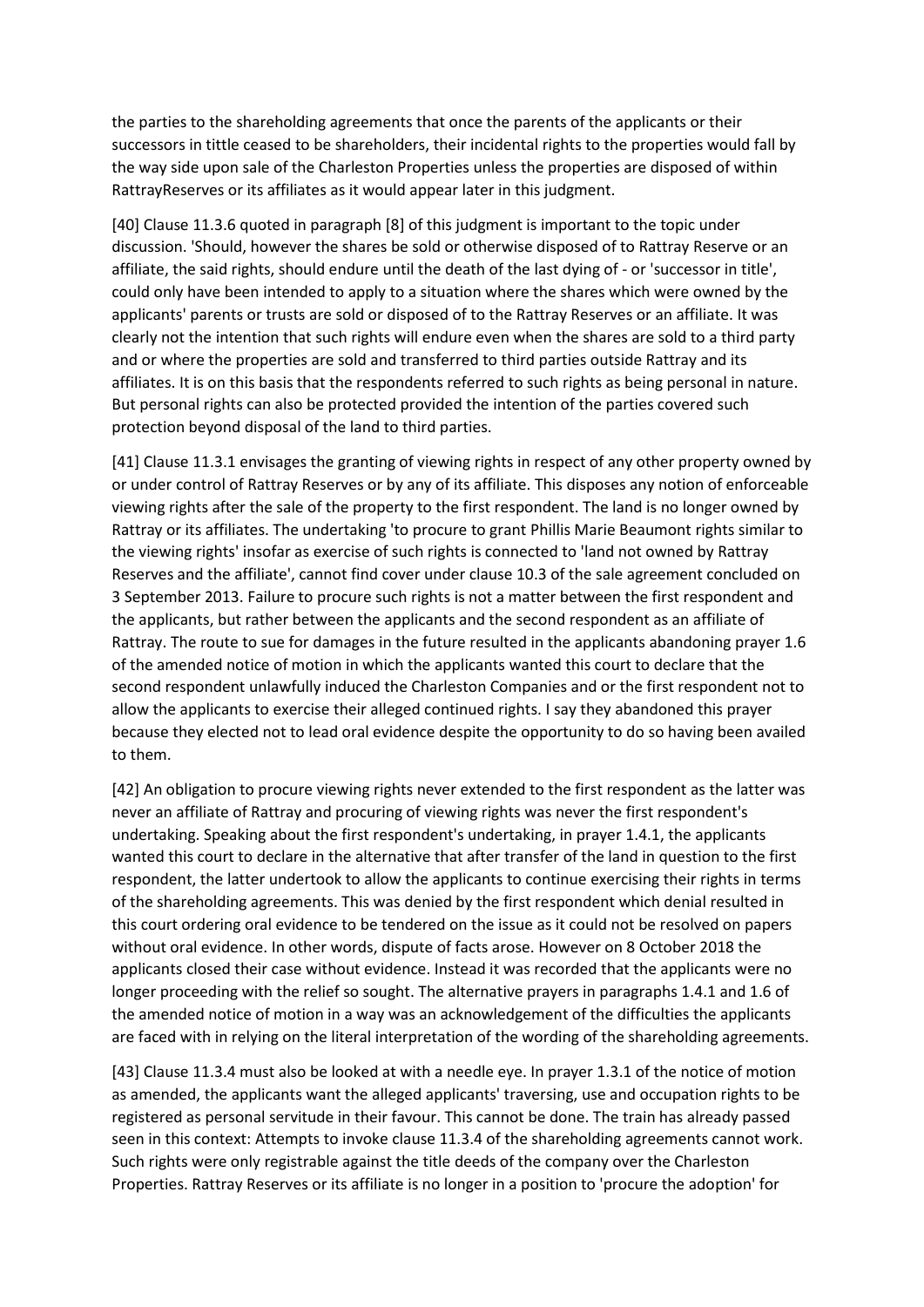the parties to the shareholding agreements that once the parents of the applicants or their successors in tittle ceased to be shareholders, their incidental rights to the properties would fall by the way side upon sale of the Charleston Properties unless the properties are disposed of within RattrayReserves or its affiliates as it would appear later in this judgment.

[40] Clause 11.3.6 quoted in paragraph [8] of this judgment is important to the topic under discussion. 'Should, however the shares be sold or otherwise disposed of to Rattray Reserve or an affiliate, the said rights, should endure until the death of the last dying of - or 'successor in title', could only have been intended to apply to a situation where the shares which were owned by the applicants' parents or trusts are sold or disposed of to the Rattray Reserves or an affiliate. It was clearly not the intention that such rights will endure even when the shares are sold to a third party and or where the properties are sold and transferred to third parties outside Rattray and its affiliates. It is on this basis that the respondents referred to such rights as being personal in nature. But personal rights can also be protected provided the intention of the parties covered such protection beyond disposal of the land to third parties.

[41] Clause 11.3.1 envisages the granting of viewing rights in respect of any other property owned by or under control of Rattray Reserves or by any of its affiliate. This disposes any notion of enforceable viewing rights after the sale of the property to the first respondent. The land is no longer owned by Rattray or its affiliates. The undertaking 'to procure to grant Phillis Marie Beaumont rights similar to the viewing rights' insofar as exercise of such rights is connected to 'land not owned by Rattray Reserves and the affiliate', cannot find cover under clause 10.3 of the sale agreement concluded on 3 September 2013. Failure to procure such rights is not a matter between the first respondent and the applicants, but rather between the applicants and the second respondent as an affiliate of Rattray. The route to sue for damages in the future resulted in the applicants abandoning prayer 1.6 of the amended notice of motion in which the applicants wanted this court to declare that the second respondent unlawfully induced the Charleston Companies and or the first respondent not to allow the applicants to exercise their alleged continued rights. I say they abandoned this prayer because they elected not to lead oral evidence despite the opportunity to do so having been availed to them.

[42] An obligation to procure viewing rights never extended to the first respondent as the latter was never an affiliate of Rattray and procuring of viewing rights was never the first respondent's undertaking. Speaking about the first respondent's undertaking, in prayer 1.4.1, the applicants wanted this court to declare in the alternative that after transfer of the land in question to the first respondent, the latter undertook to allow the applicants to continue exercising their rights in terms of the shareholding agreements. This was denied by the first respondent which denial resulted in this court ordering oral evidence to be tendered on the issue as it could not be resolved on papers without oral evidence. In other words, dispute of facts arose. However on 8 October 2018 the applicants closed their case without evidence. Instead it was recorded that the applicants were no longer proceeding with the relief so sought. The alternative prayers in paragraphs 1.4.1 and 1.6 of the amended notice of motion in a way was an acknowledgement of the difficulties the applicants are faced with in relying on the literal interpretation of the wording of the shareholding agreements.

[43] Clause 11.3.4 must also be looked at with a needle eye. In prayer 1.3.1 of the notice of motion as amended, the applicants want the alleged applicants' traversing, use and occupation rights to be registered as personal servitude in their favour. This cannot be done. The train has already passed seen in this context: Attempts to invoke clause 11.3.4 of the shareholding agreements cannot work. Such rights were only registrable against the title deeds of the company over the Charleston Properties. Rattray Reserves or its affiliate is no longer in a position to 'procure the adoption' for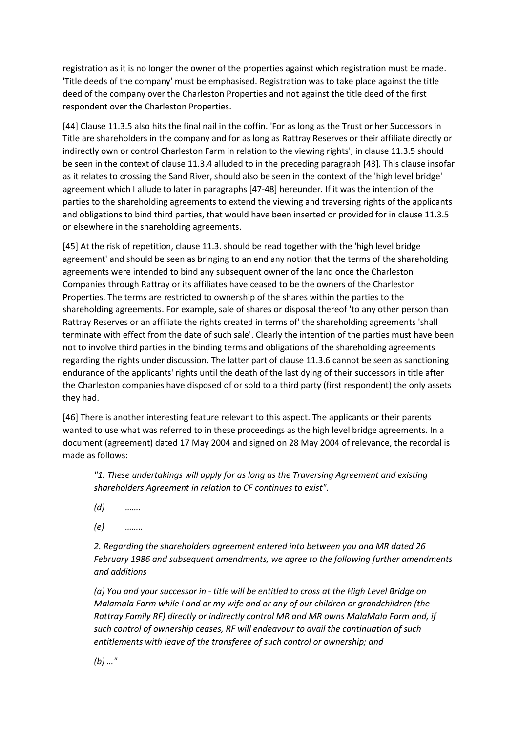registration as it is no longer the owner of the properties against which registration must be made. 'Title deeds of the company' must be emphasised. Registration was to take place against the title deed of the company over the Charleston Properties and not against the title deed of the first respondent over the Charleston Properties.

[44] Clause 11.3.5 also hits the final nail in the coffin. 'For as long as the Trust or her Successors in Title are shareholders in the company and for as long as Rattray Reserves or their affiliate directly or indirectly own or control Charleston Farm in relation to the viewing rights', in clause 11.3.5 should be seen in the context of clause 11.3.4 alluded to in the preceding paragraph [43]. This clause insofar as it relates to crossing the Sand River, should also be seen in the context of the 'high level bridge' agreement which I allude to later in paragraphs [47-48] hereunder. If it was the intention of the parties to the shareholding agreements to extend the viewing and traversing rights of the applicants and obligations to bind third parties, that would have been inserted or provided for in clause 11.3.5 or elsewhere in the shareholding agreements.

[45] At the risk of repetition, clause 11.3. should be read together with the 'high level bridge agreement' and should be seen as bringing to an end any notion that the terms of the shareholding agreements were intended to bind any subsequent owner of the land once the Charleston Companies through Rattray or its affiliates have ceased to be the owners of the Charleston Properties. The terms are restricted to ownership of the shares within the parties to the shareholding agreements. For example, sale of shares or disposal thereof 'to any other person than Rattray Reserves or an affiliate the rights created in terms of' the shareholding agreements 'shall terminate with effect from the date of such sale'. Clearly the intention of the parties must have been not to involve third parties in the binding terms and obligations of the shareholding agreements regarding the rights under discussion. The latter part of clause 11.3.6 cannot be seen as sanctioning endurance of the applicants' rights until the death of the last dying of their successors in title after the Charleston companies have disposed of or sold to a third party (first respondent) the only assets they had.

[46] There is another interesting feature relevant to this aspect. The applicants or their parents wanted to use what was referred to in these proceedings as the high level bridge agreements. In a document (agreement) dated 17 May 2004 and signed on 28 May 2004 of relevance, the recordal is made as follows:

> *"1. These undertakings will apply for as long as the Traversing Agreement and existing shareholders Agreement in relation to CF continues to exist".*
>
> *(d) …….*
>
> *(e) ……..*
>
> *2. Regarding the shareholders agreement entered into between you and MR dated 26 February 1986 and subsequent amendments, we agree to the following further amendments and additions*
>
> *(a) You and your successor in - title will be entitled to cross at the High Level Bridge on Malamala Farm while I and or my wife and or any of our children or grandchildren (the Rattray Family RF) directly or indirectly control MR and MR owns MalaMala Farm and, if such control of ownership ceases, RF will endeavour to avail the continuation of such entitlements with leave of the transferee of such control or ownership; and*
>
> *(b) …"*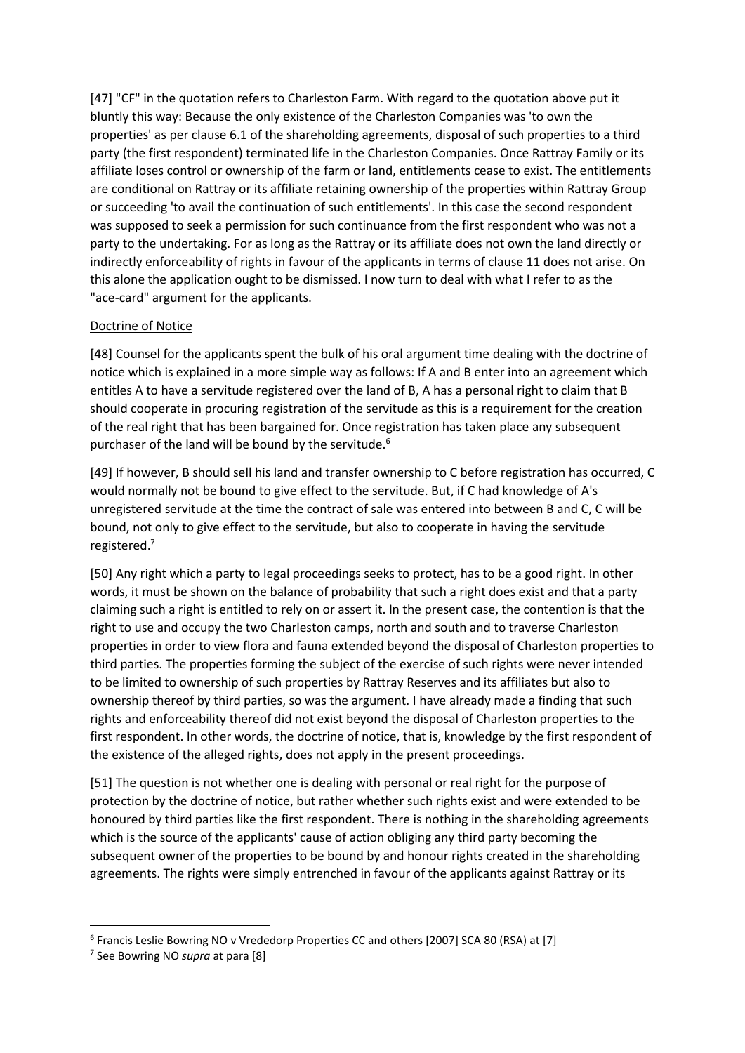[47] "CF" in the quotation refers to Charleston Farm. With regard to the quotation above put it bluntly this way: Because the only existence of the Charleston Companies was 'to own the properties' as per clause 6.1 of the shareholding agreements, disposal of such properties to a third party (the first respondent) terminated life in the Charleston Companies. Once Rattray Family or its affiliate loses control or ownership of the farm or land, entitlements cease to exist. The entitlements are conditional on Rattray or its affiliate retaining ownership of the properties within Rattray Group or succeeding 'to avail the continuation of such entitlements'. In this case the second respondent was supposed to seek a permission for such continuance from the first respondent who was not a party to the undertaking. For as long as the Rattray or its affiliate does not own the land directly or indirectly enforceability of rights in favour of the applicants in terms of clause 11 does not arise. On this alone the application ought to be dismissed. I now turn to deal with what I refer to as the "ace-card" argument for the applicants.

<u>Doctrine of Notice</u>

[48] Counsel for the applicants spent the bulk of his oral argument time dealing with the doctrine of notice which is explained in a more simple way as follows: If A and B enter into an agreement which entitles A to have a servitude registered over the land of B, A has a personal right to claim that B should cooperate in procuring registration of the servitude as this is a requirement for the creation of the real right that has been bargained for. Once registration has taken place any subsequent purchaser of the land will be bound by the servitude.[6]

[49] If however, B should sell his land and transfer ownership to C before registration has occurred, C would normally not be bound to give effect to the servitude. But, if C had knowledge of A's unregistered servitude at the time the contract of sale was entered into between B and C, C will be bound, not only to give effect to the servitude, but also to cooperate in having the servitude registered.[7]

[50] Any right which a party to legal proceedings seeks to protect, has to be a good right. In other words, it must be shown on the balance of probability that such a right does exist and that a party claiming such a right is entitled to rely on or assert it. In the present case, the contention is that the right to use and occupy the two Charleston camps, north and south and to traverse Charleston properties in order to view flora and fauna extended beyond the disposal of Charleston properties to third parties. The properties forming the subject of the exercise of such rights were never intended to be limited to ownership of such properties by Rattray Reserves and its affiliates but also to ownership thereof by third parties, so was the argument. I have already made a finding that such rights and enforceability thereof did not exist beyond the disposal of Charleston properties to the first respondent. In other words, the doctrine of notice, that is, knowledge by the first respondent of the existence of the alleged rights, does not apply in the present proceedings.

[51] The question is not whether one is dealing with personal or real right for the purpose of protection by the doctrine of notice, but rather whether such rights exist and were extended to be honoured by third parties like the first respondent. There is nothing in the shareholding agreements which is the source of the applicants' cause of action obliging any third party becoming the subsequent owner of the properties to be bound by and honour rights created in the shareholding agreements. The rights were simply entrenched in favour of the applicants against Rattray or its

---

[6] Francis Leslie Bowring NO v Vrededorp Properties CC and others [2007] SCA 80 (RSA) at [7]

[7] See Bowring NO *supra* at para [8]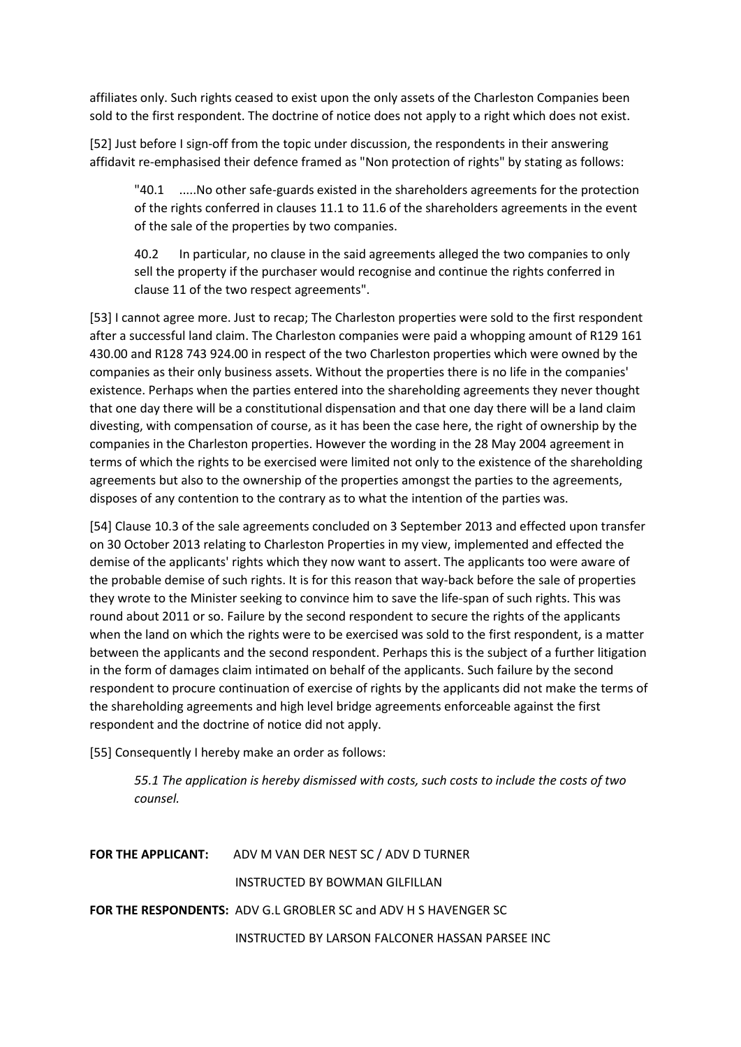affiliates only. Such rights ceased to exist upon the only assets of the Charleston Companies been sold to the first respondent. The doctrine of notice does not apply to a right which does not exist.

[52] Just before I sign-off from the topic under discussion, the respondents in their answering affidavit re-emphasised their defence framed as "Non protection of rights" by stating as follows:

> "40.1 .....No other safe-guards existed in the shareholders agreements for the protection of the rights conferred in clauses 11.1 to 11.6 of the shareholders agreements in the event of the sale of the properties by two companies.
>
> 40.2 In particular, no clause in the said agreements alleged the two companies to only sell the property if the purchaser would recognise and continue the rights conferred in clause 11 of the two respect agreements".

[53] I cannot agree more. Just to recap; The Charleston properties were sold to the first respondent after a successful land claim. The Charleston companies were paid a whopping amount of R129 161 430.00 and R128 743 924.00 in respect of the two Charleston properties which were owned by the companies as their only business assets. Without the properties there is no life in the companies' existence. Perhaps when the parties entered into the shareholding agreements they never thought that one day there will be a constitutional dispensation and that one day there will be a land claim divesting, with compensation of course, as it has been the case here, the right of ownership by the companies in the Charleston properties. However the wording in the 28 May 2004 agreement in terms of which the rights to be exercised were limited not only to the existence of the shareholding agreements but also to the ownership of the properties amongst the parties to the agreements, disposes of any contention to the contrary as to what the intention of the parties was.

[54] Clause 10.3 of the sale agreements concluded on 3 September 2013 and effected upon transfer on 30 October 2013 relating to Charleston Properties in my view, implemented and effected the demise of the applicants' rights which they now want to assert. The applicants too were aware of the probable demise of such rights. It is for this reason that way-back before the sale of properties they wrote to the Minister seeking to convince him to save the life-span of such rights. This was round about 2011 or so. Failure by the second respondent to secure the rights of the applicants when the land on which the rights were to be exercised was sold to the first respondent, is a matter between the applicants and the second respondent. Perhaps this is the subject of a further litigation in the form of damages claim intimated on behalf of the applicants. Such failure by the second respondent to procure continuation of exercise of rights by the applicants did not make the terms of the shareholding agreements and high level bridge agreements enforceable against the first respondent and the doctrine of notice did not apply.

[55] Consequently I hereby make an order as follows:

> *55.1 The application is hereby dismissed with costs, such costs to include the costs of two counsel.*

**FOR THE APPLICANT:** ADV M VAN DER NEST SC / ADV D TURNER

INSTRUCTED BY BOWMAN GILFILLAN

**FOR THE RESPONDENTS:** ADV G.L GROBLER SC and ADV H S HAVENGER SC

INSTRUCTED BY LARSON FALCONER HASSAN PARSEE INC